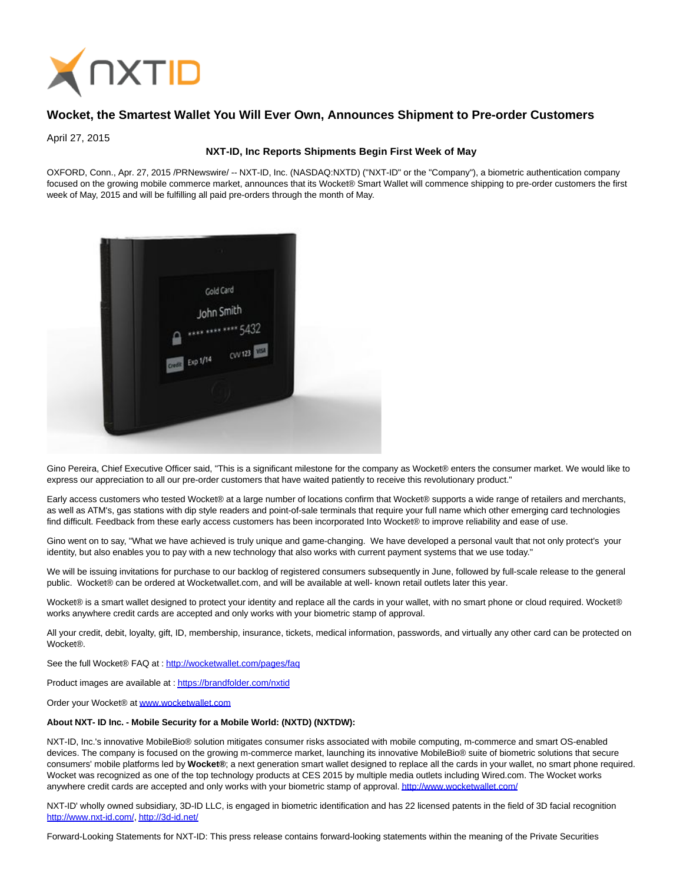# Wocket, the Smartest Wallet You Will Ever Own, Announces Shipment to Pre-order Customers

April 27, 2015

**NXT-ID, Inc Reports Shipments Begin First Week of May**

OXFORD, Conn., Apr. 27, 2015 /PRNewswire/ -- NXT-ID, Inc. (NASDAQ:NXTD) ("NXT-ID" or the "Company"), a biometric authentication company focused on the growing mobile commerce market, announces that its Wocket® Smart Wallet will commence shipping to pre-order customers the first week of May, 2015 and will be fulfilling all paid pre-orders through the month of May.

Gino Pereira, Chief Executive Officer said, "This is a significant milestone for the company as Wocket® enters the consumer market. We would like to express our appreciation to all our pre-order customers that have waited patiently to receive this revolutionary product."

Early access customers who tested Wocket® at a large number of locations confirm that Wocket® supports a wide range of retailers and merchants, as well as ATM's, gas stations with dip style readers and point-of-sale terminals that require your full name which other emerging card technologies find difficult. Feedback from these early access customers has been incorporated Into Wocket® to improve reliability and ease of use.

Gino went on to say, "What we have achieved is truly unique and game-changing. We have developed a personal vault that not only protect's your identity, but also enables you to pay with a new technology that also works with current payment systems that we use today."

We will be issuing invitations for purchase to our backlog of registered consumers subsequently in June, followed by full-scale release to the general public. Wocket® can be ordered at Wocketwallet.com, and will be available at well- known retail outlets later this year.

Wocket® is a smart wallet designed to protect your identity and replace all the cards in your wallet, with no smart phone or cloud required. Wocket® works anywhere credit cards are accepted and only works with your biometric stamp of approval.

All your credit, debit, loyalty, gift, ID, membership, insurance, tickets, medical information, passwords, and virtually any other card can be protected on Wocket®.

See the full Wocket® FAQ at : http://wocketwallet.com/pages/faq

Product images are available at : https://brandfolder.com/nxtid

Order your Wocket® at www.wocketwallet.com

**About NXT- ID Inc. - Mobile Security for a Mobile World: (NXTD) (NXTDW):**

NXT-ID, Inc.'s innovative MobileBio® solution mitigates consumer risks associated with mobile computing, m-commerce and smart OS-enabled devices. The company is focused on the growing m-commerce market, launching its innovative MobileBio® suite of biometric solutions that secure consumers' mobile platforms led by **Wocket®**; a next generation smart wallet designed to replace all the cards in your wallet, no smart phone required. Wocket was recognized as one of the top technology products at CES 2015 by multiple media outlets including Wired.com. The Wocket works anywhere credit cards are accepted and only works with your biometric stamp of approval. http://www.wocketwallet.com/

NXT-ID' wholly owned subsidiary, 3D-ID LLC, is engaged in biometric identification and has 22 licensed patents in the field of 3D facial recognition http://www.nxt-id.com/, http://3d-id.net/

Forward-Looking Statements for NXT-ID: This press release contains forward-looking statements within the meaning of the Private Securities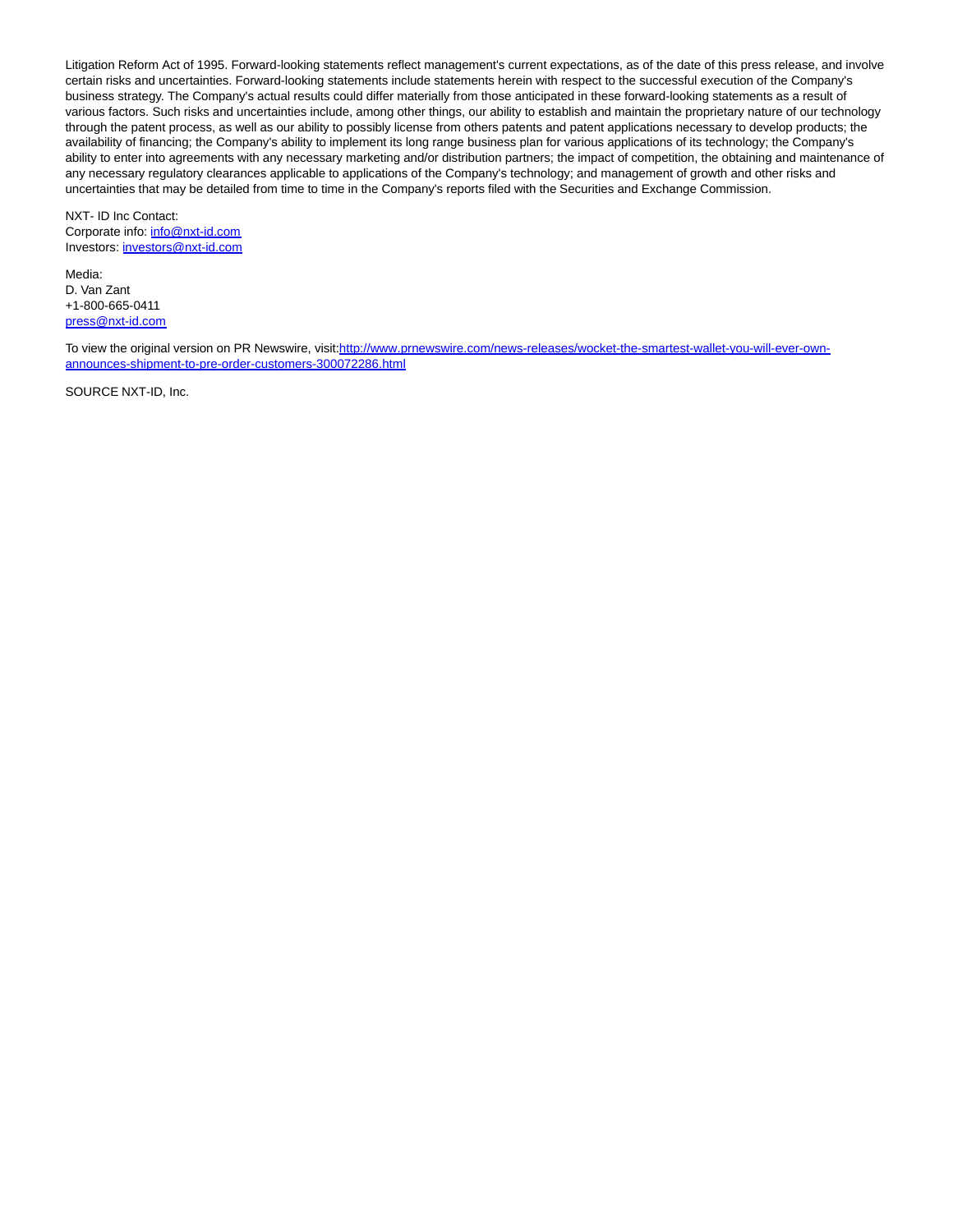Litigation Reform Act of 1995. Forward-looking statements reflect management's current expectations, as of the date of this press release, and involve certain risks and uncertainties. Forward-looking statements include statements herein with respect to the successful execution of the Company's business strategy. The Company's actual results could differ materially from those anticipated in these forward-looking statements as a result of various factors. Such risks and uncertainties include, among other things, our ability to establish and maintain the proprietary nature of our technology through the patent process, as well as our ability to possibly license from others patents and patent applications necessary to develop products; the availability of financing; the Company's ability to implement its long range business plan for various applications of its technology; the Company's ability to enter into agreements with any necessary marketing and/or distribution partners; the impact of competition, the obtaining and maintenance of any necessary regulatory clearances applicable to applications of the Company's technology; and management of growth and other risks and uncertainties that may be detailed from time to time in the Company's reports filed with the Securities and Exchange Commission.

NXT- ID Inc Contact:
Corporate info: info@nxt-id.com
Investors: investors@nxt-id.com

Media:
D. Van Zant
+1-800-665-0411
press@nxt-id.com

To view the original version on PR Newswire, visit:http://www.prnewswire.com/news-releases/wocket-the-smartest-wallet-you-will-ever-own-announces-shipment-to-pre-order-customers-300072286.html

SOURCE NXT-ID, Inc.